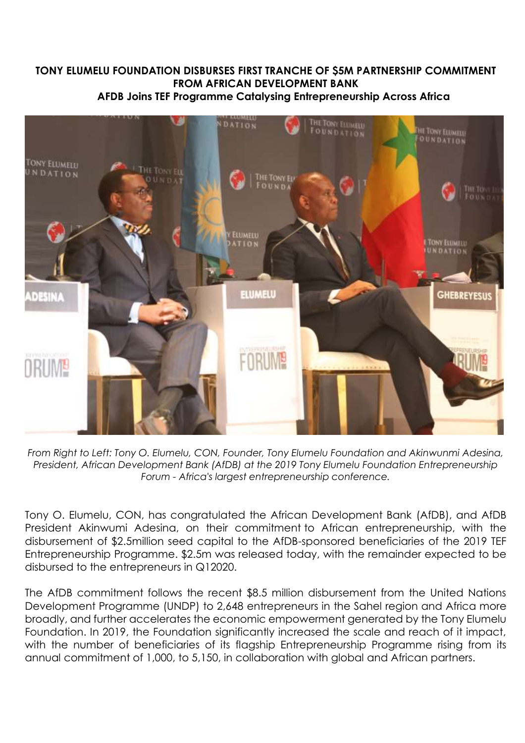**TONY ELUMELU FOUNDATION DISBURSES FIRST TRANCHE OF $5M PARTNERSHIP COMMITMENT FROM AFRICAN DEVELOPMENT BANK**

**AFDB Joins TEF Programme Catalysing Entrepreneurship Across Africa**

*From Right to Left: Tony O. Elumelu, CON, Founder, Tony Elumelu Foundation and Akinwunmi Adesina, President, African Development Bank (AfDB) at the 2019 Tony Elumelu Foundation Entrepreneurship Forum - Africa's largest entrepreneurship conference.*

Tony O. Elumelu, CON, has congratulated the African Development Bank (AfDB), and AfDB President Akinwumi Adesina, on their commitment to African entrepreneurship, with the disbursement of $2.5million seed capital to the AfDB-sponsored beneficiaries of the 2019 TEF Entrepreneurship Programme. $2.5m was released today, with the remainder expected to be disbursed to the entrepreneurs in Q12020.

The AfDB commitment follows the recent $8.5 million disbursement from the United Nations Development Programme (UNDP) to 2,648 entrepreneurs in the Sahel region and Africa more broadly, and further accelerates the economic empowerment generated by the Tony Elumelu Foundation. In 2019, the Foundation significantly increased the scale and reach of it impact, with the number of beneficiaries of its flagship Entrepreneurship Programme rising from its annual commitment of 1,000, to 5,150, in collaboration with global and African partners.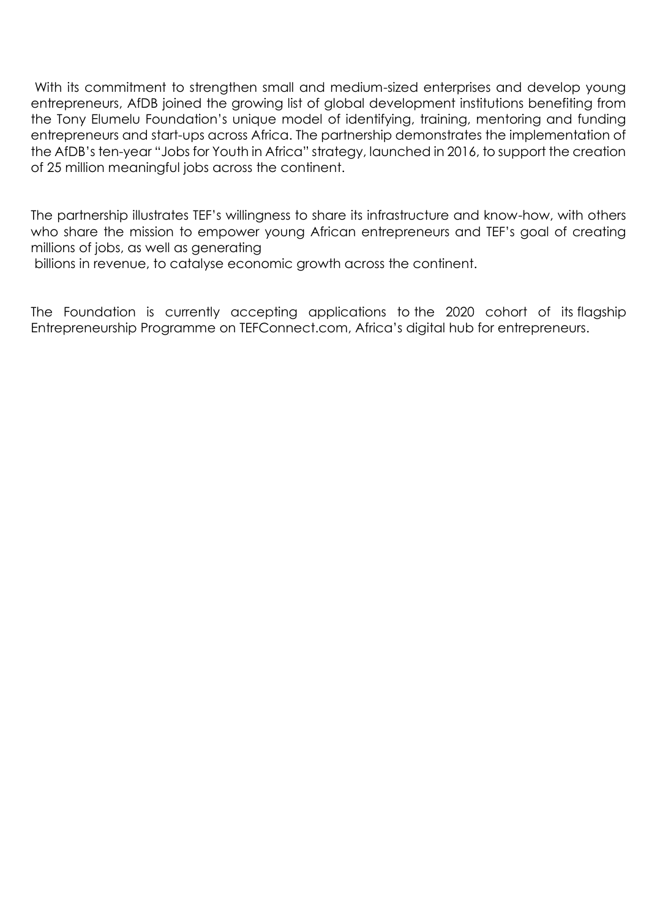With its commitment to strengthen small and medium-sized enterprises and develop young entrepreneurs, AfDB joined the growing list of global development institutions benefiting from the Tony Elumelu Foundation's unique model of identifying, training, mentoring and funding entrepreneurs and start-ups across Africa. The partnership demonstrates the implementation of the AfDB's ten-year "Jobs for Youth in Africa" strategy, launched in 2016, to support the creation of 25 million meaningful jobs across the continent.

The partnership illustrates TEF's willingness to share its infrastructure and know-how, with others who share the mission to empower young African entrepreneurs and TEF's goal of creating millions of jobs, as well as generating billions in revenue, to catalyse economic growth across the continent.

The Foundation is currently accepting applications to the 2020 cohort of its flagship Entrepreneurship Programme on TEFConnect.com, Africa's digital hub for entrepreneurs.